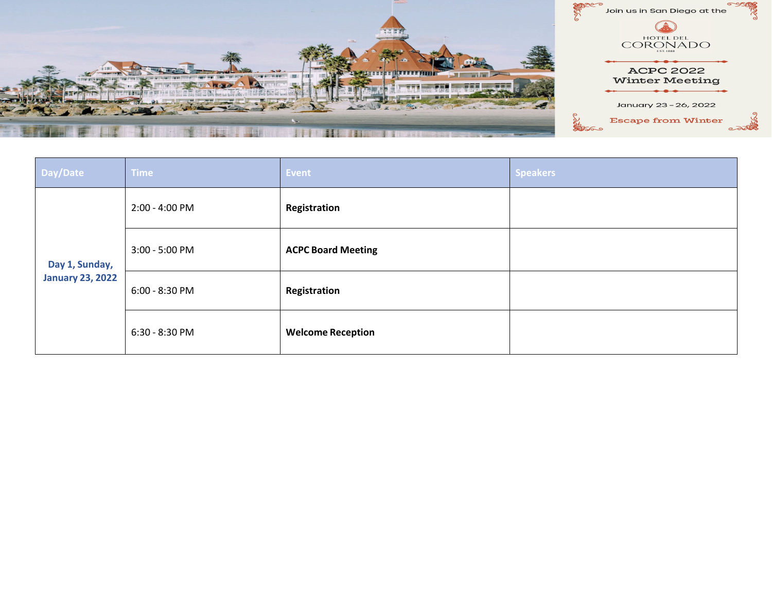Join us in San Diego at the

HOTEL DEL CORONADO

EST. 1888

# ACPC 2022 Winter Meeting

January 23 – 26, 2022

Escape from Winter

| Day/Date | Time | Event | Speakers |
|---|---|---|---|
| Day 1, Sunday, January 23, 2022 | 2:00 - 4:00 PM | **Registration** | |
| | 3:00 - 5:00 PM | **ACPC Board Meeting** | |
| | 6:00 - 8:30 PM | **Registration** | |
| | 6:30 - 8:30 PM | **Welcome Reception** | |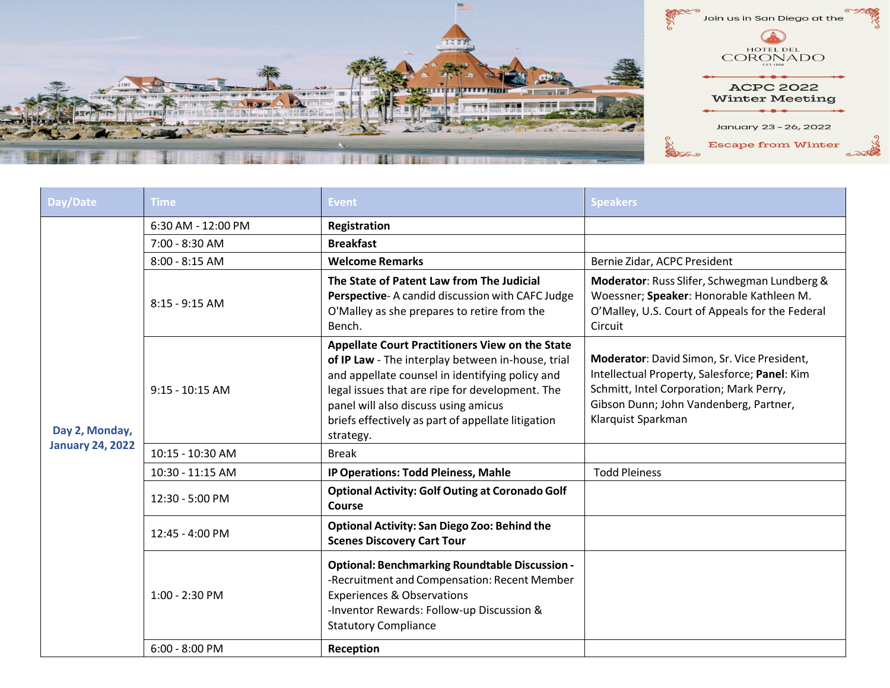Join us in San Diego at the

HOTEL DEL CORONADO

ACPC 2022 Winter Meeting

January 23 – 26, 2022

Escape from Winter

| Day/Date | Time | Event | Speakers |
|---|---|---|---|
| Day 2, Monday, January 24, 2022 | 6:30 AM - 12:00 PM | **Registration** | |
| | 7:00 - 8:30 AM | **Breakfast** | |
| | 8:00 - 8:15 AM | **Welcome Remarks** | Bernie Zidar, ACPC President |
| | 8:15 - 9:15 AM | **The State of Patent Law from The Judicial Perspective**- A candid discussion with CAFC Judge O'Malley as she prepares to retire from the Bench. | **Moderator**: Russ Slifer, Schwegman Lundberg & Woessner; **Speaker**: Honorable Kathleen M. O'Malley, U.S. Court of Appeals for the Federal Circuit |
| | 9:15 - 10:15 AM | **Appellate Court Practitioners View on the State of IP Law** - The interplay between in-house, trial and appellate counsel in identifying policy and legal issues that are ripe for development. The panel will also discuss using amicus briefs effectively as part of appellate litigation strategy. | **Moderator**: David Simon, Sr. Vice President, Intellectual Property, Salesforce; **Panel**: Kim Schmitt, Intel Corporation; Mark Perry, Gibson Dunn; John Vandenberg, Partner, Klarquist Sparkman |
| | 10:15 - 10:30 AM | Break | |
| | 10:30 - 11:15 AM | **IP Operations: Todd Pleiness, Mahle** | Todd Pleiness |
| | 12:30 - 5:00 PM | **Optional Activity: Golf Outing at Coronado Golf Course** | |
| | 12:45 - 4:00 PM | **Optional Activity: San Diego Zoo: Behind the Scenes Discovery Cart Tour** | |
| | 1:00 - 2:30 PM | **Optional: Benchmarking Roundtable Discussion -** -Recruitment and Compensation: Recent Member Experiences & Observations -Inventor Rewards: Follow-up Discussion & Statutory Compliance | |
| | 6:00 - 8:00 PM | **Reception** | |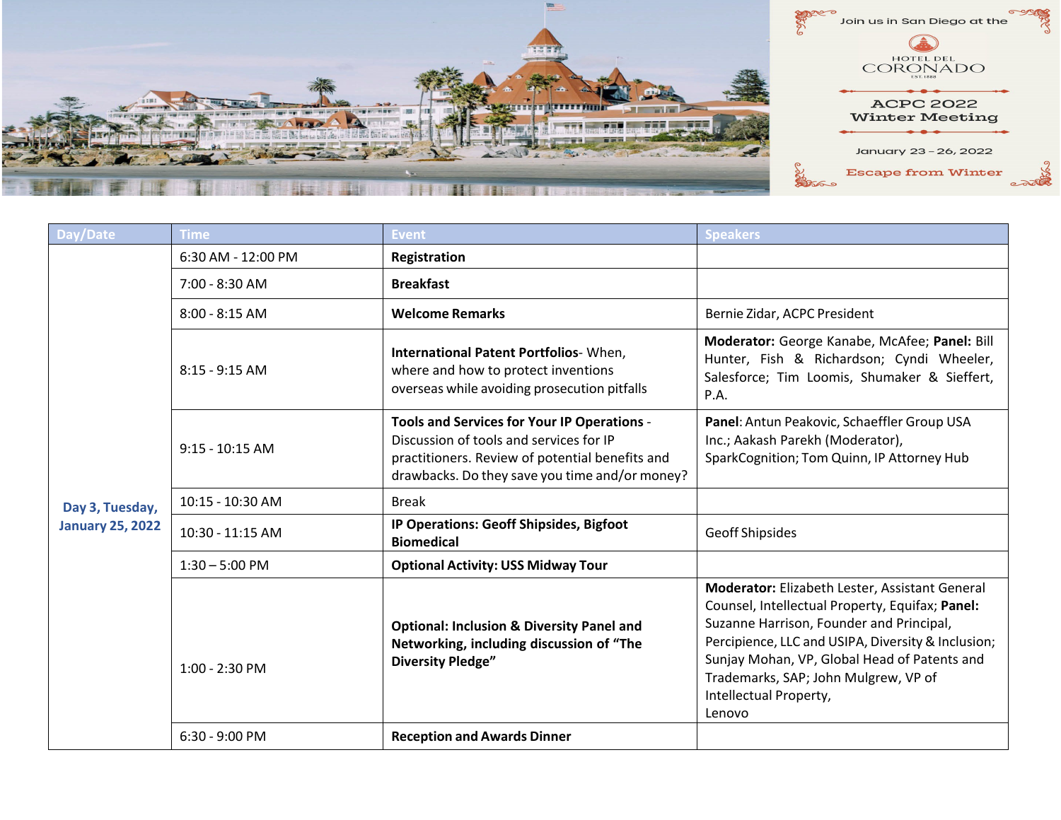Join us in San Diego at the

HOTEL DEL CORONADO

EST. 1888

ACPC 2022 Winter Meeting

January 23 – 26, 2022

Escape from Winter

| Day/Date | Time | Event | Speakers |
|---|---|---|---|
| Day 3, Tuesday, January 25, 2022 | 6:30 AM - 12:00 PM | **Registration** | |
| | 7:00 - 8:30 AM | **Breakfast** | |
| | 8:00 - 8:15 AM | **Welcome Remarks** | Bernie Zidar, ACPC President |
| | 8:15 - 9:15 AM | **International Patent Portfolios**- When, where and how to protect inventions overseas while avoiding prosecution pitfalls | **Moderator:** George Kanabe, McAfee; **Panel:** Bill Hunter, Fish & Richardson; Cyndi Wheeler, Salesforce; Tim Loomis, Shumaker & Sieffert, P.A. |
| | 9:15 - 10:15 AM | **Tools and Services for Your IP Operations** - Discussion of tools and services for IP practitioners. Review of potential benefits and drawbacks. Do they save you time and/or money? | **Panel**: Antun Peakovic, Schaeffler Group USA Inc.; Aakash Parekh (Moderator), SparkCognition; Tom Quinn, IP Attorney Hub |
| | 10:15 - 10:30 AM | Break | |
| | 10:30 - 11:15 AM | **IP Operations: Geoff Shipsides, Bigfoot Biomedical** | Geoff Shipsides |
| | 1:30 – 5:00 PM | **Optional Activity: USS Midway Tour** | |
| | 1:00 - 2:30 PM | **Optional: Inclusion & Diversity Panel and Networking, including discussion of "The Diversity Pledge"** | **Moderator:** Elizabeth Lester, Assistant General Counsel, Intellectual Property, Equifax; **Panel:** Suzanne Harrison, Founder and Principal, Percipience, LLC and USIPA, Diversity & Inclusion; Sunjay Mohan, VP, Global Head of Patents and Trademarks, SAP; John Mulgrew, VP of Intellectual Property, Lenovo |
| | 6:30 - 9:00 PM | **Reception and Awards Dinner** | |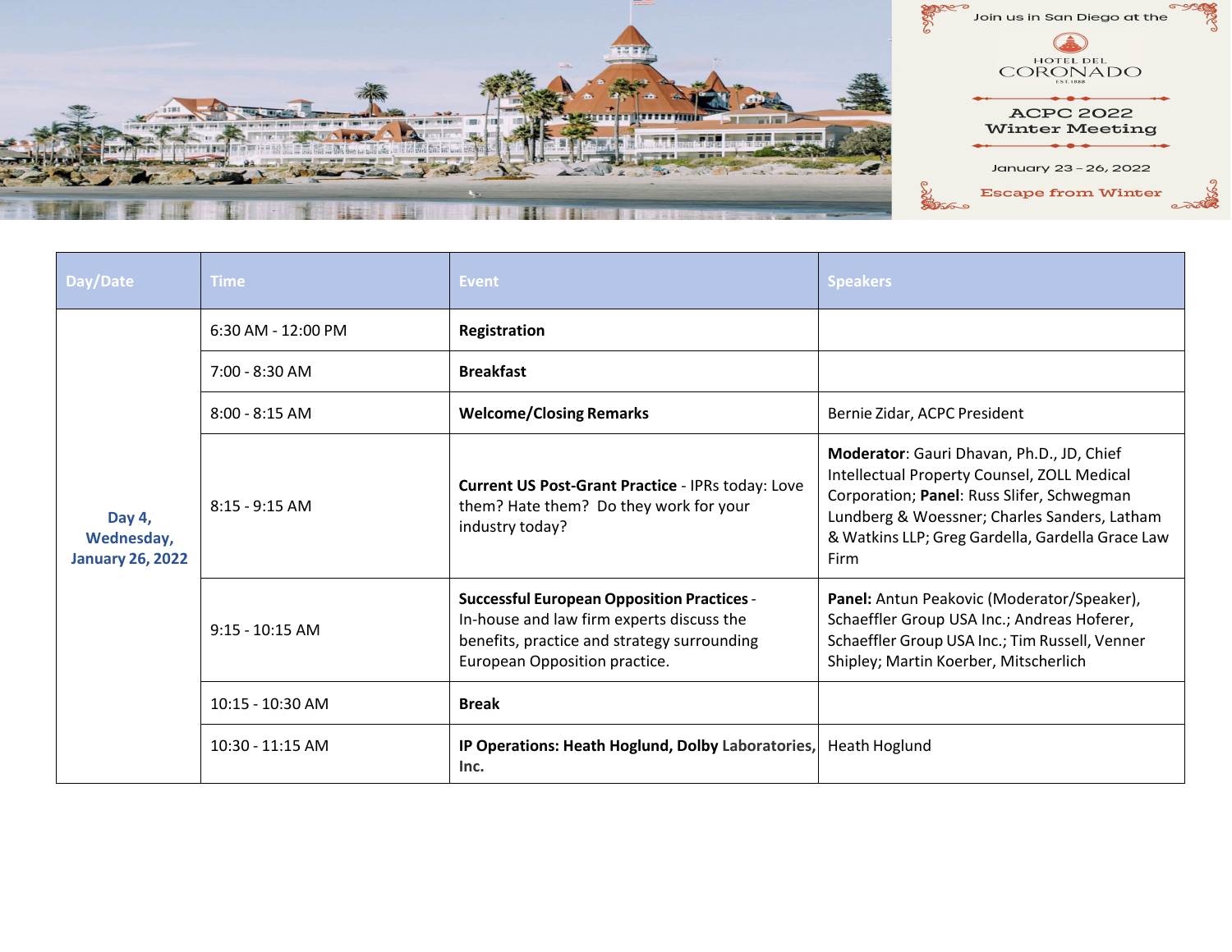Join us in San Diego at the

HOTEL DEL CORONADO

EST. 1888

ACPC 2022 Winter Meeting

January 23 – 26, 2022

Escape from Winter

| Day/Date | Time | Event | Speakers |
|---|---|---|---|
| Day 4, Wednesday, January 26, 2022 | 6:30 AM - 12:00 PM | **Registration** | |
| | 7:00 - 8:30 AM | **Breakfast** | |
| | 8:00 - 8:15 AM | **Welcome/Closing Remarks** | Bernie Zidar, ACPC President |
| | 8:15 - 9:15 AM | **Current US Post-Grant Practice** - IPRs today: Love them? Hate them? Do they work for your industry today? | **Moderator**: Gauri Dhavan, Ph.D., JD, Chief Intellectual Property Counsel, ZOLL Medical Corporation; **Panel**: Russ Slifer, Schwegman Lundberg & Woessner; Charles Sanders, Latham & Watkins LLP; Greg Gardella, Gardella Grace Law Firm |
| | 9:15 - 10:15 AM | **Successful European Opposition Practices** - In-house and law firm experts discuss the benefits, practice and strategy surrounding European Opposition practice. | **Panel:** Antun Peakovic (Moderator/Speaker), Schaeffler Group USA Inc.; Andreas Hoferer, Schaeffler Group USA Inc.; Tim Russell, Venner Shipley; Martin Koerber, Mitscherlich |
| | 10:15 - 10:30 AM | **Break** | |
| | 10:30 - 11:15 AM | **IP Operations: Heath Hoglund, Dolby Laboratories, Inc.** | Heath Hoglund |